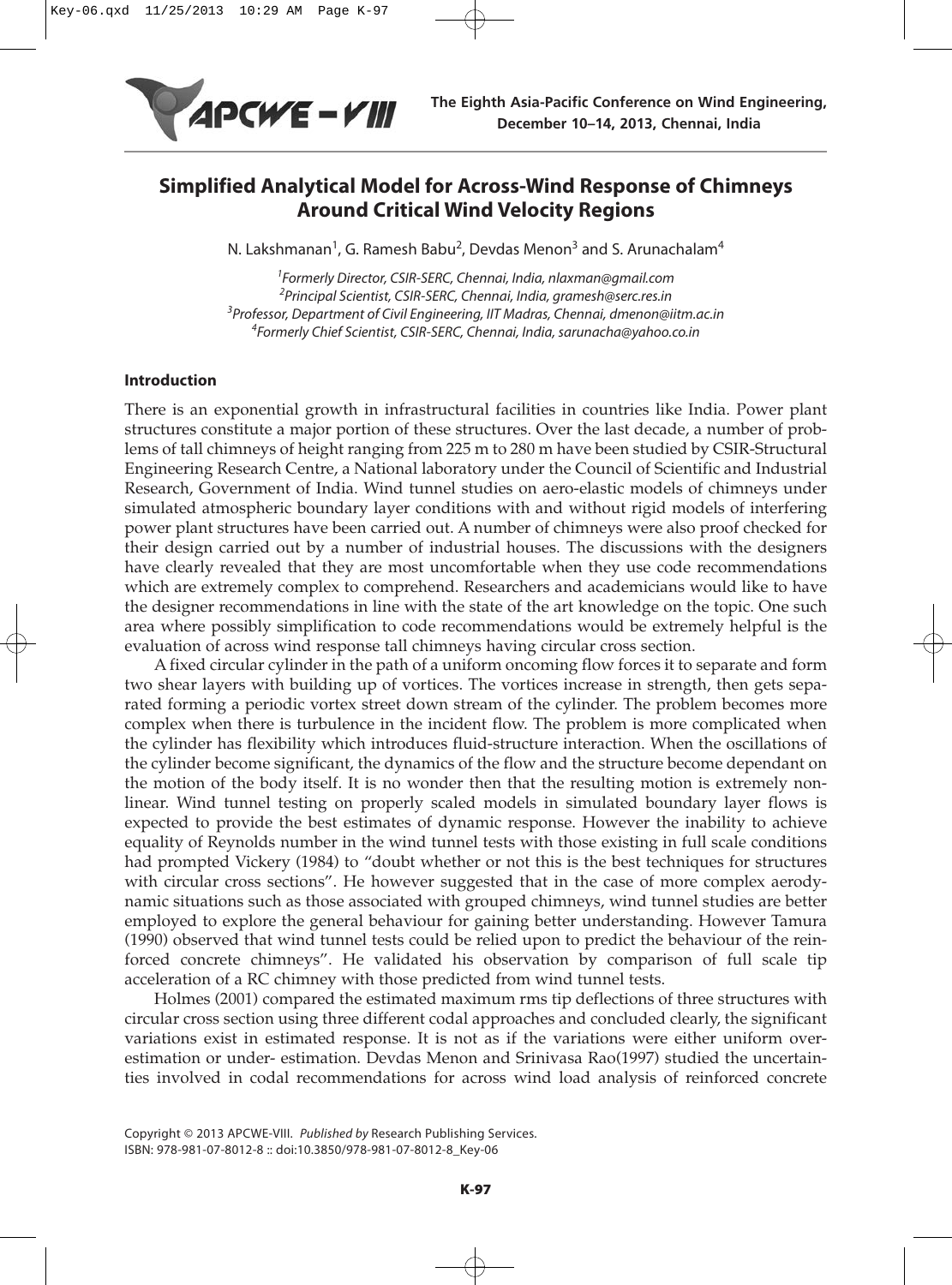# Simplified Analytical Model for Across-Wind Response of Chimneys Around Critical Wind Velocity Regions

N. Lakshmanan[1], G. Ramesh Babu[2], Devdas Menon[3] and S. Arunachalam[4]

[1]*Formerly Director, CSIR-SERC, Chennai, India, nlaxman@gmail.com*
[2]*Principal Scientist, CSIR-SERC, Chennai, India, gramesh@serc.res.in*
[3]*Professor, Department of Civil Engineering, IIT Madras, Chennai, dmenon@iitm.ac.in*
[4]*Formerly Chief Scientist, CSIR-SERC, Chennai, India, sarunacha@yahoo.co.in*

## Introduction

There is an exponential growth in infrastructural facilities in countries like India. Power plant structures constitute a major portion of these structures. Over the last decade, a number of problems of tall chimneys of height ranging from 225 m to 280 m have been studied by CSIR-Structural Engineering Research Centre, a National laboratory under the Council of Scientific and Industrial Research, Government of India. Wind tunnel studies on aero-elastic models of chimneys under simulated atmospheric boundary layer conditions with and without rigid models of interfering power plant structures have been carried out. A number of chimneys were also proof checked for their design carried out by a number of industrial houses. The discussions with the designers have clearly revealed that they are most uncomfortable when they use code recommendations which are extremely complex to comprehend. Researchers and academicians would like to have the designer recommendations in line with the state of the art knowledge on the topic. One such area where possibly simplification to code recommendations would be extremely helpful is the evaluation of across wind response tall chimneys having circular cross section.

A fixed circular cylinder in the path of a uniform oncoming flow forces it to separate and form two shear layers with building up of vortices. The vortices increase in strength, then gets separated forming a periodic vortex street down stream of the cylinder. The problem becomes more complex when there is turbulence in the incident flow. The problem is more complicated when the cylinder has flexibility which introduces fluid-structure interaction. When the oscillations of the cylinder become significant, the dynamics of the flow and the structure become dependant on the motion of the body itself. It is no wonder then that the resulting motion is extremely non-linear. Wind tunnel testing on properly scaled models in simulated boundary layer flows is expected to provide the best estimates of dynamic response. However the inability to achieve equality of Reynolds number in the wind tunnel tests with those existing in full scale conditions had prompted Vickery (1984) to "doubt whether or not this is the best techniques for structures with circular cross sections". He however suggested that in the case of more complex aerodynamic situations such as those associated with grouped chimneys, wind tunnel studies are better employed to explore the general behaviour for gaining better understanding. However Tamura (1990) observed that wind tunnel tests could be relied upon to predict the behaviour of the reinforced concrete chimneys". He validated his observation by comparison of full scale tip acceleration of a RC chimney with those predicted from wind tunnel tests.

Holmes (2001) compared the estimated maximum rms tip deflections of three structures with circular cross section using three different codal approaches and concluded clearly, the significant variations exist in estimated response. It is not as if the variations were either uniform over-estimation or under- estimation. Devdas Menon and Srinivasa Rao(1997) studied the uncertainties involved in codal recommendations for across wind load analysis of reinforced concrete

Copyright © 2013 APCWE-VIII. *Published by* Research Publishing Services.
ISBN: 978-981-07-8012-8 :: doi:10.3850/978-981-07-8012-8_Key-06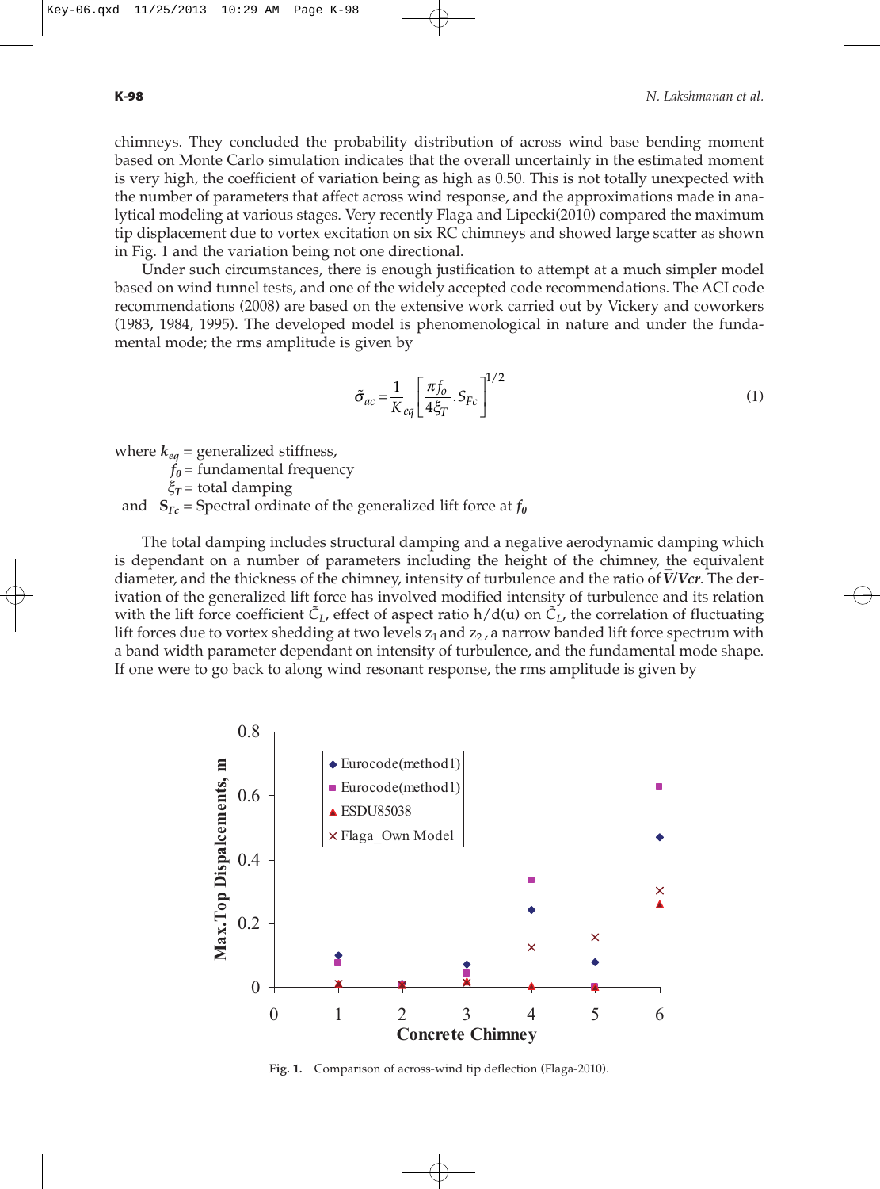chimneys. They concluded the probability distribution of across wind base bending moment based on Monte Carlo simulation indicates that the overall uncertainly in the estimated moment is very high, the coefficient of variation being as high as 0.50. This is not totally unexpected with the number of parameters that affect across wind response, and the approximations made in analytical modeling at various stages. Very recently Flaga and Lipecki(2010) compared the maximum tip displacement due to vortex excitation on six RC chimneys and showed large scatter as shown in Fig. 1 and the variation being not one directional.

Under such circumstances, there is enough justification to attempt at a much simpler model based on wind tunnel tests, and one of the widely accepted code recommendations. The ACI code recommendations (2008) are based on the extensive work carried out by Vickery and coworkers (1983, 1984, 1995). The developed model is phenomenological in nature and under the fundamental mode; the rms amplitude is given by

$$\tilde{\sigma}_{ac} = \frac{1}{K_{eq}} \left[ \frac{\pi f_o}{4\xi_T} . S_{Fc} \right]^{1/2} \tag{1}$$

where $k_{eq}$ = generalized stiffness,
$f_0$ = fundamental frequency
$\xi_T$ = total damping
and $S_{Fc}$ = Spectral ordinate of the generalized lift force at $f_0$

The total damping includes structural damping and a negative aerodynamic damping which is dependant on a number of parameters including the height of the chimney, the equivalent diameter, and the thickness of the chimney, intensity of turbulence and the ratio of $\bar{V}/Vcr$. The derivation of the generalized lift force has involved modified intensity of turbulence and its relation with the lift force coefficient $\tilde{C}_L$, effect of aspect ratio h/d(u) on $\tilde{C}_L$, the correlation of fluctuating lift forces due to vortex shedding at two levels $z_1$ and $z_2$, a narrow banded lift force spectrum with a band width parameter dependant on intensity of turbulence, and the fundamental mode shape. If one were to go back to along wind resonant response, the rms amplitude is given by

**Fig. 1.** Comparison of across-wind tip deflection (Flaga-2010).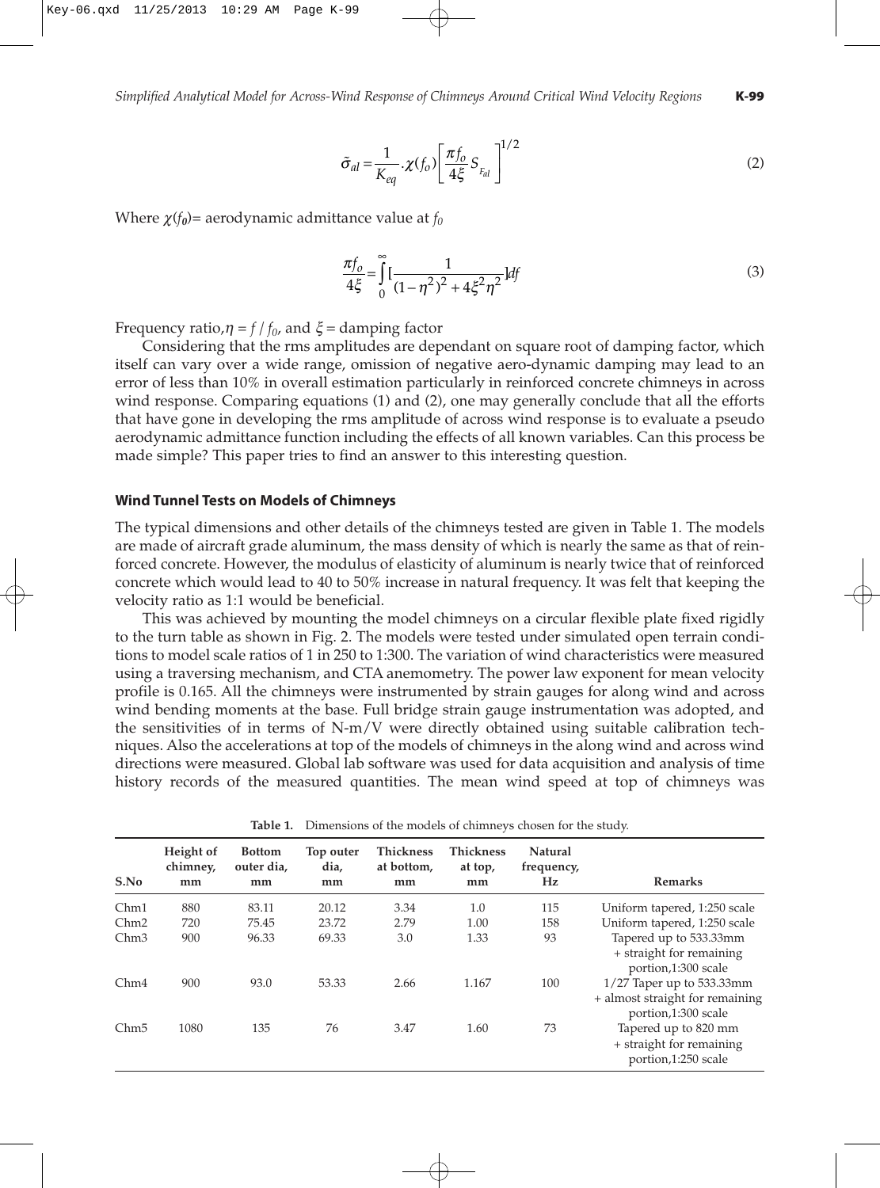$$\tilde{\sigma}_{al} = \frac{1}{K_{eq}} \cdot \chi(f_o) \left[ \frac{\pi f_o}{4\xi} S_{F_{al}} \right]^{1/2} \tag{2}$$

Where $\chi(f_0)$= aerodynamic admittance value at $f_0$

$$\frac{\pi f_o}{4\xi} = \int_0^\infty \left[ \frac{1}{(1-\eta^2)^2 + 4\xi^2\eta^2} \right] df \tag{3}$$

Frequency ratio, $\eta = f / f_0$, and $\xi$ = damping factor

Considering that the rms amplitudes are dependant on square root of damping factor, which itself can vary over a wide range, omission of negative aero-dynamic damping may lead to an error of less than 10% in overall estimation particularly in reinforced concrete chimneys in across wind response. Comparing equations (1) and (2), one may generally conclude that all the efforts that have gone in developing the rms amplitude of across wind response is to evaluate a pseudo aerodynamic admittance function including the effects of all known variables. Can this process be made simple? This paper tries to find an answer to this interesting question.

## Wind Tunnel Tests on Models of Chimneys

The typical dimensions and other details of the chimneys tested are given in Table 1. The models are made of aircraft grade aluminum, the mass density of which is nearly the same as that of reinforced concrete. However, the modulus of elasticity of aluminum is nearly twice that of reinforced concrete which would lead to 40 to 50% increase in natural frequency. It was felt that keeping the velocity ratio as 1:1 would be beneficial.

This was achieved by mounting the model chimneys on a circular flexible plate fixed rigidly to the turn table as shown in Fig. 2. The models were tested under simulated open terrain conditions to model scale ratios of 1 in 250 to 1:300. The variation of wind characteristics were measured using a traversing mechanism, and CTA anemometry. The power law exponent for mean velocity profile is 0.165. All the chimneys were instrumented by strain gauges for along wind and across wind bending moments at the base. Full bridge strain gauge instrumentation was adopted, and the sensitivities of in terms of N-m/V were directly obtained using suitable calibration techniques. Also the accelerations at top of the models of chimneys in the along wind and across wind directions were measured. Global lab software was used for data acquisition and analysis of time history records of the measured quantities. The mean wind speed at top of chimneys was

**Table 1.** Dimensions of the models of chimneys chosen for the study.

| S.No | Height of chimney, mm | Bottom outer dia, mm | Top outer dia, mm | Thickness at bottom, mm | Thickness at top, mm | Natural frequency, Hz | Remarks |
|---|---|---|---|---|---|---|---|
| Chm1 | 880 | 83.11 | 20.12 | 3.34 | 1.0 | 115 | Uniform tapered, 1:250 scale |
| Chm2 | 720 | 75.45 | 23.72 | 2.79 | 1.00 | 158 | Uniform tapered, 1:250 scale |
| Chm3 | 900 | 96.33 | 69.33 | 3.0 | 1.33 | 93 | Tapered up to 533.33mm + straight for remaining portion,1:300 scale |
| Chm4 | 900 | 93.0 | 53.33 | 2.66 | 1.167 | 100 | 1/27 Taper up to 533.33mm + almost straight for remaining portion,1:300 scale |
| Chm5 | 1080 | 135 | 76 | 3.47 | 1.60 | 73 | Tapered up to 820 mm + straight for remaining portion,1:250 scale |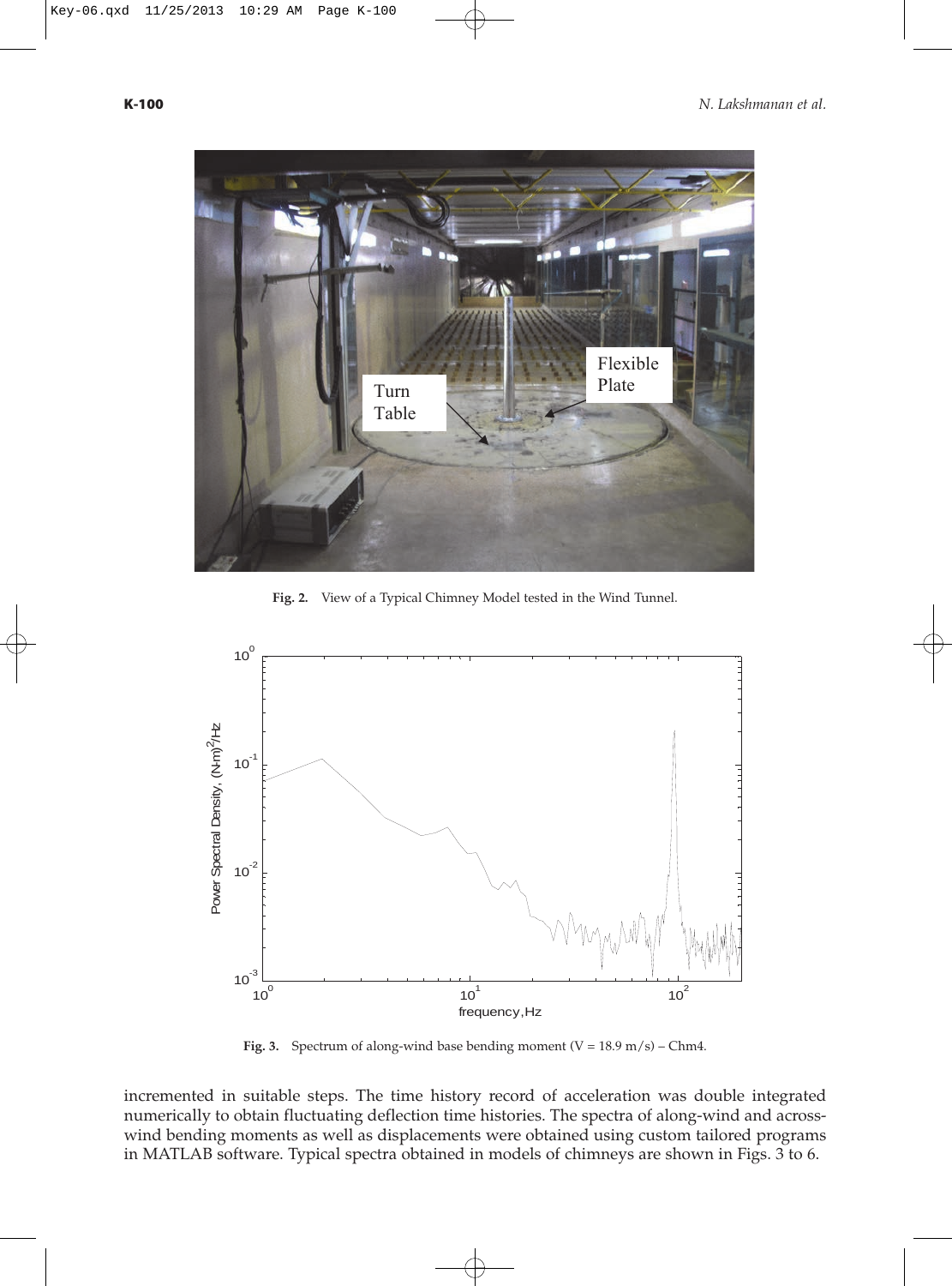Fig. 2. View of a Typical Chimney Model tested in the Wind Tunnel.

Fig. 3. Spectrum of along-wind base bending moment (V = 18.9 m/s) – Chm4.

incremented in suitable steps. The time history record of acceleration was double integrated numerically to obtain fluctuating deflection time histories. The spectra of along-wind and across-wind bending moments as well as displacements were obtained using custom tailored programs in MATLAB software. Typical spectra obtained in models of chimneys are shown in Figs. 3 to 6.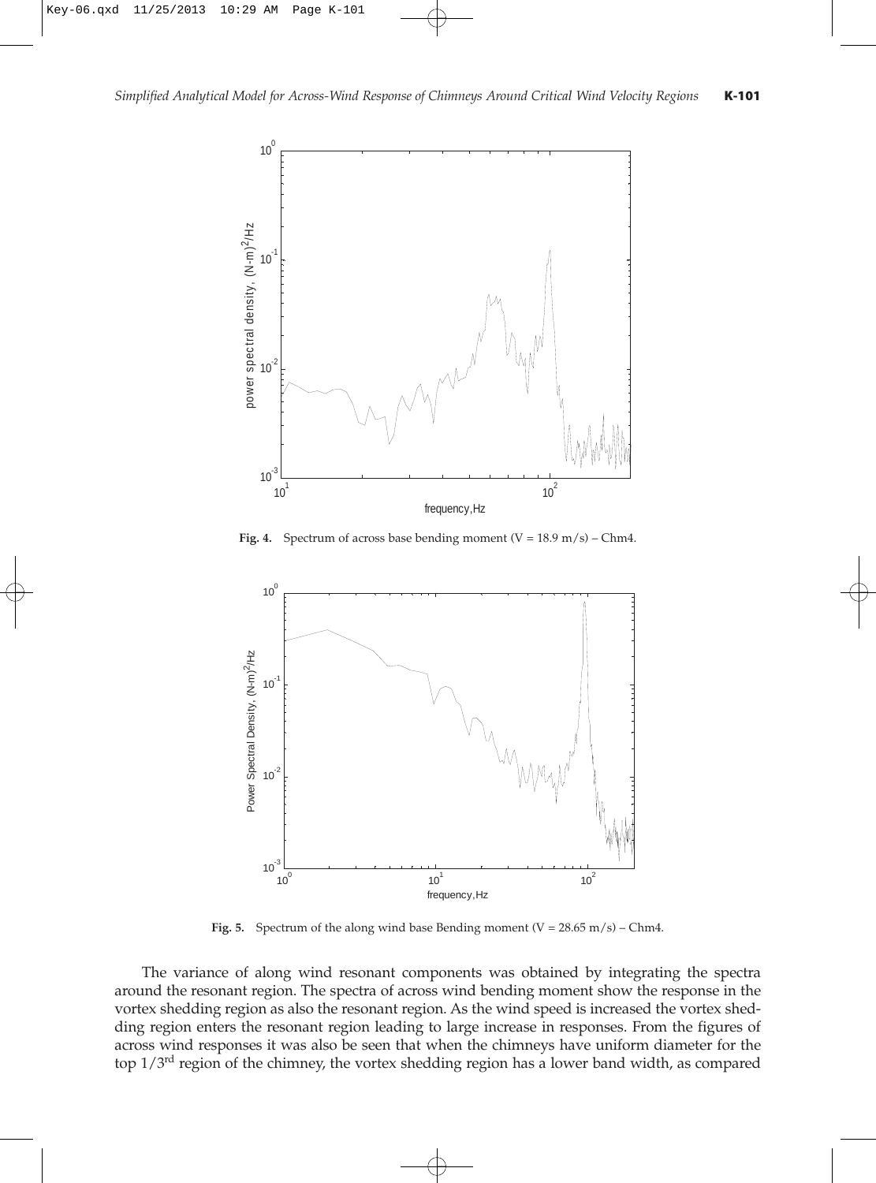**Fig. 4.** Spectrum of across base bending moment (V = 18.9 m/s) – Chm4.

**Fig. 5.** Spectrum of the along wind base Bending moment (V = 28.65 m/s) – Chm4.

The variance of along wind resonant components was obtained by integrating the spectra around the resonant region. The spectra of across wind bending moment show the response in the vortex shedding region as also the resonant region. As the wind speed is increased the vortex shedding region enters the resonant region leading to large increase in responses. From the figures of across wind responses it was also be seen that when the chimneys have uniform diameter for the top 1/3rd region of the chimney, the vortex shedding region has a lower band width, as compared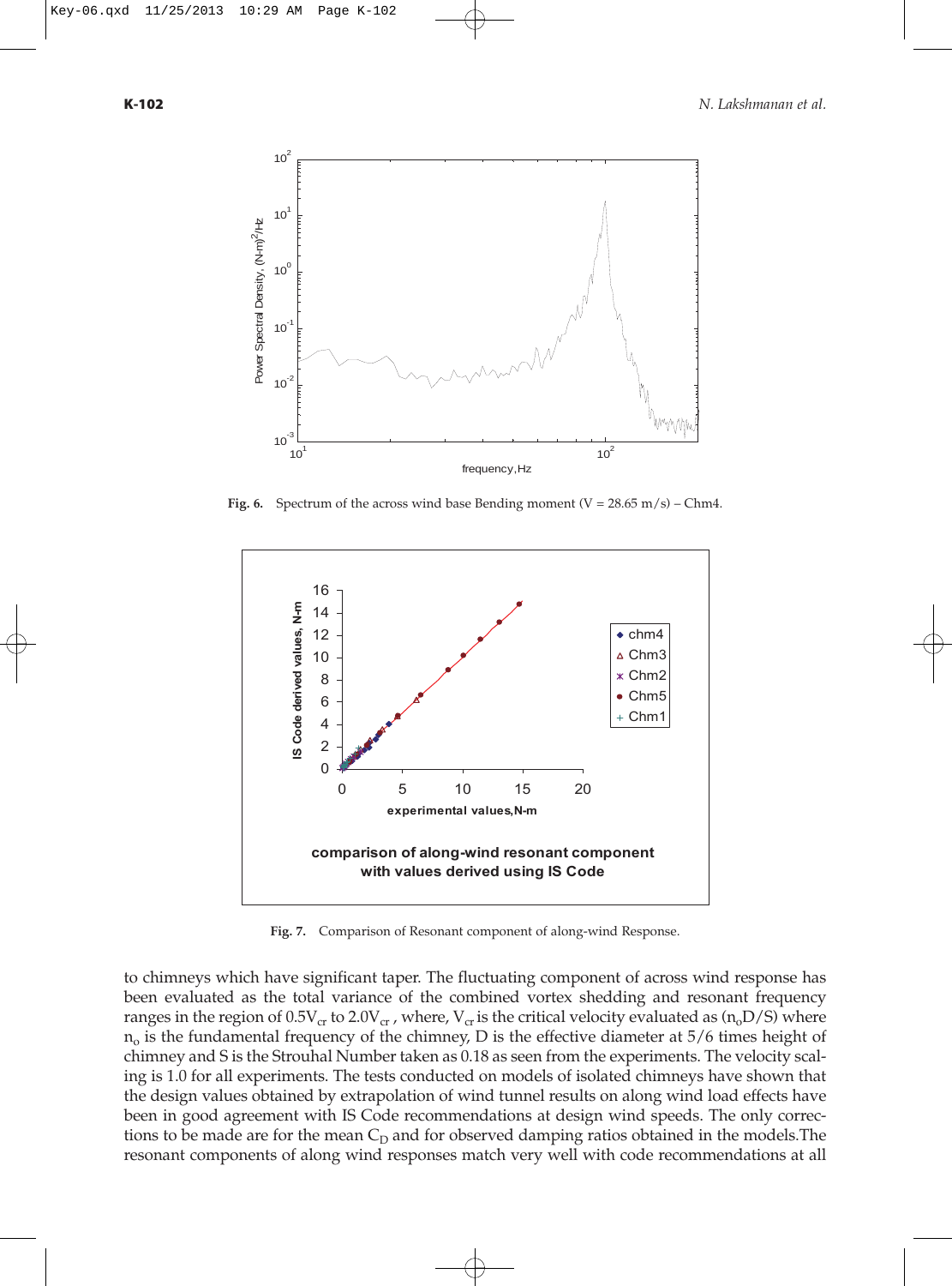Fig. 6. Spectrum of the across wind base Bending moment (V = 28.65 m/s) – Chm4.

Fig. 7. Comparison of Resonant component of along-wind Response.

to chimneys which have significant taper. The fluctuating component of across wind response has been evaluated as the total variance of the combined vortex shedding and resonant frequency ranges in the region of $0.5V_{cr}$ to $2.0V_{cr}$, where, $V_{cr}$ is the critical velocity evaluated as $(n_oD/S)$ where $n_o$ is the fundamental frequency of the chimney, D is the effective diameter at 5/6 times height of chimney and S is the Strouhal Number taken as 0.18 as seen from the experiments. The velocity scaling is 1.0 for all experiments. The tests conducted on models of isolated chimneys have shown that the design values obtained by extrapolation of wind tunnel results on along wind load effects have been in good agreement with IS Code recommendations at design wind speeds. The only corrections to be made are for the mean $C_D$ and for observed damping ratios obtained in the models.The resonant components of along wind responses match very well with code recommendations at all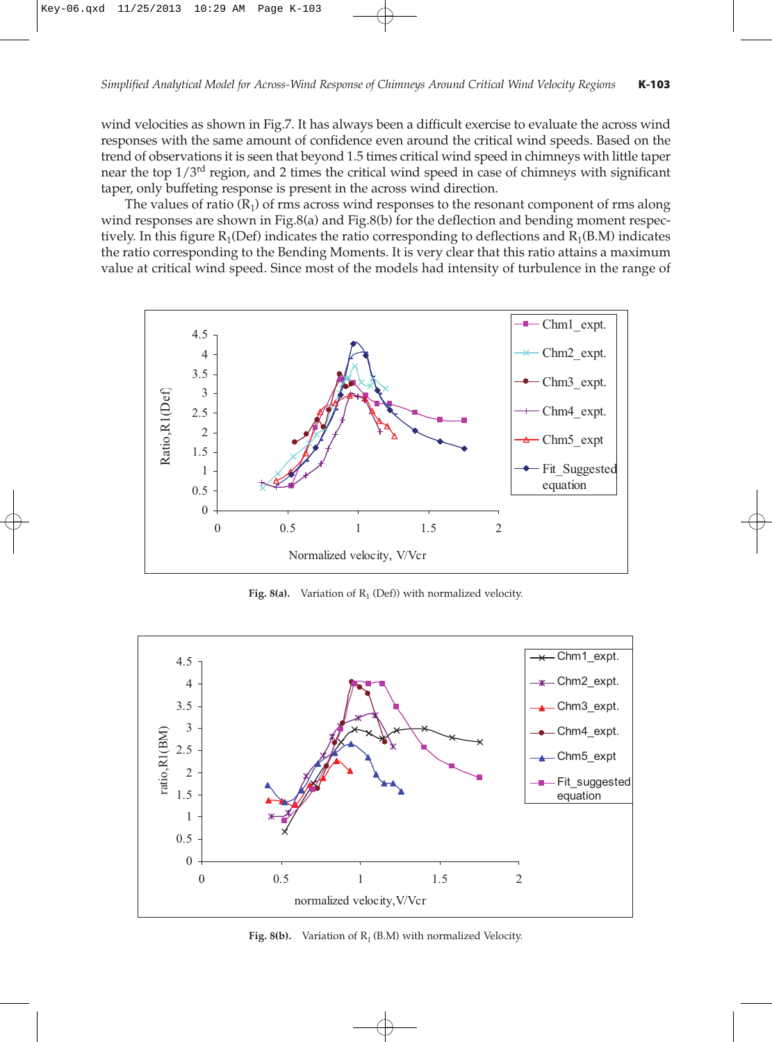wind velocities as shown in Fig.7. It has always been a difficult exercise to evaluate the across wind responses with the same amount of confidence even around the critical wind speeds. Based on the trend of observations it is seen that beyond 1.5 times critical wind speed in chimneys with little taper near the top 1/3rd region, and 2 times the critical wind speed in case of chimneys with significant taper, only buffeting response is present in the across wind direction.

The values of ratio ($R_1$) of rms across wind responses to the resonant component of rms along wind responses are shown in Fig.8(a) and Fig.8(b) for the deflection and bending moment respectively. In this figure $R_1$(Def) indicates the ratio corresponding to deflections and $R_1$(B.M) indicates the ratio corresponding to the Bending Moments. It is very clear that this ratio attains a maximum value at critical wind speed. Since most of the models had intensity of turbulence in the range of

**Fig. 8(a).** Variation of $R_1$ (Def)) with normalized velocity.

**Fig. 8(b).** Variation of $R_1$ (B.M) with normalized Velocity.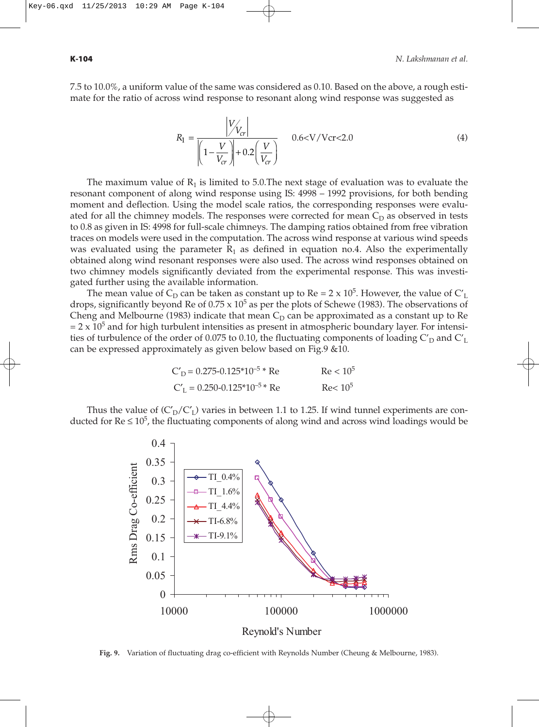7.5 to 10.0%, a uniform value of the same was considered as 0.10. Based on the above, a rough estimate for the ratio of across wind response to resonant along wind response was suggested as

$$R_1 = \frac{\left|V/V_{cr}\right|}{\left|\left(1-\dfrac{V}{V_{cr}}\right)\right| + 0.2\left(\dfrac{V}{V_{cr}}\right)} \qquad 0.6<V/Vcr<2.0 \tag{4}$$

The maximum value of $R_1$ is limited to 5.0.The next stage of evaluation was to evaluate the resonant component of along wind response using IS: 4998 – 1992 provisions, for both bending moment and deflection. Using the model scale ratios, the corresponding responses were evaluated for all the chimney models. The responses were corrected for mean $C_D$ as observed in tests to 0.8 as given in IS: 4998 for full-scale chimneys. The damping ratios obtained from free vibration traces on models were used in the computation. The across wind response at various wind speeds was evaluated using the parameter $R_1$ as defined in equation no.4. Also the experimentally obtained along wind resonant responses were also used. The across wind responses obtained on two chimney models significantly deviated from the experimental response. This was investigated further using the available information.

The mean value of $C_D$ can be taken as constant up to Re = 2 x $10^5$. However, the value of $C'_L$ drops, significantly beyond Re of 0.75 x $10^5$ as per the plots of Schewe (1983). The observations of Cheng and Melbourne (1983) indicate that mean $C_D$ can be approximated as a constant up to Re = 2 x $10^5$ and for high turbulent intensities as present in atmospheric boundary layer. For intensities of turbulence of the order of 0.075 to 0.10, the fluctuating components of loading $C'_D$ and $C'_L$ can be expressed approximately as given below based on Fig.9 &10.

$$C'_D = 0.275 - 0.125 \times 10^{-5} \times Re \qquad Re < 10^5$$

$$C'_L = 0.250 - 0.125 \times 10^{-5} \times Re \qquad Re < 10^5$$

Thus the value of $(C'_D/C'_L)$ varies in between 1.1 to 1.25. If wind tunnel experiments are conducted for Re ≤ $10^5$, the fluctuating components of along wind and across wind loadings would be

**Fig. 9.** Variation of fluctuating drag co-efficient with Reynolds Number (Cheung & Melbourne, 1983).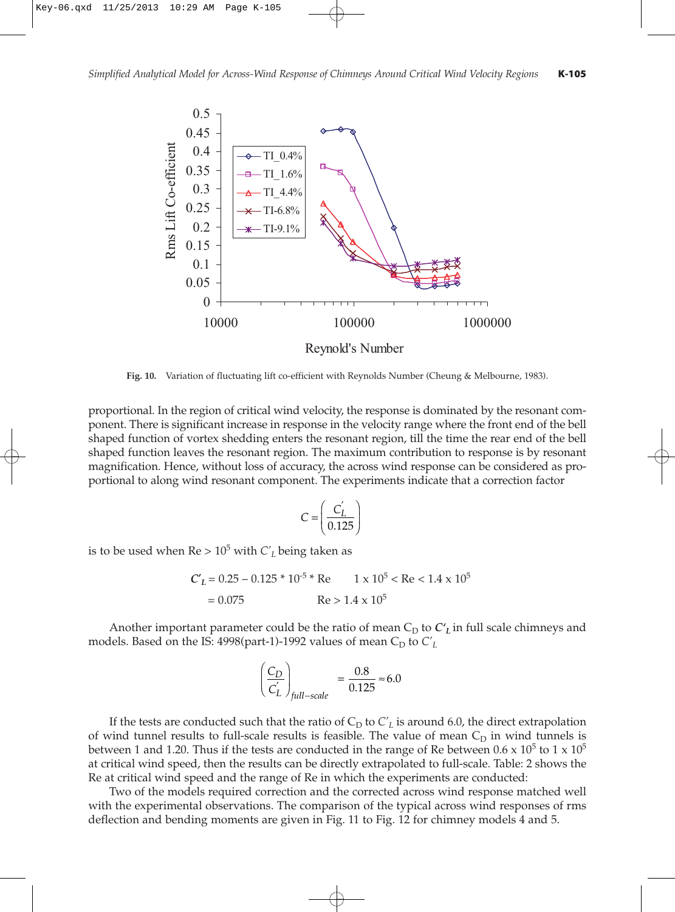Fig. 10. Variation of fluctuating lift co-efficient with Reynolds Number (Cheung & Melbourne, 1983).

proportional. In the region of critical wind velocity, the response is dominated by the resonant component. There is significant increase in response in the velocity range where the front end of the bell shaped function of vortex shedding enters the resonant region, till the time the rear end of the bell shaped function leaves the resonant region. The maximum contribution to response is by resonant magnification. Hence, without loss of accuracy, the across wind response can be considered as proportional to along wind resonant component. The experiments indicate that a correction factor

$$C = \left(\frac{C_L^{'}}{0.125}\right)$$

is to be used when Re > $10^5$ with $C'_L$ being taken as

$$C'_L = 0.25 - 0.125 * 10^{-5} * \text{Re} \qquad 1 \times 10^5 < \text{Re} < 1.4 \times 10^5$$

$$= 0.075 \qquad \text{Re} > 1.4 \times 10^5$$

Another important parameter could be the ratio of mean $C_D$ to $C'_L$ in full scale chimneys and models. Based on the IS: 4998(part-1)-1992 values of mean $C_D$ to $C'_L$

$$\left(\frac{C_D}{C_L^{'}}\right)_{full-scale} = \frac{0.8}{0.125} \approx 6.0$$

If the tests are conducted such that the ratio of $C_D$ to $C'_L$ is around 6.0, the direct extrapolation of wind tunnel results to full-scale results is feasible. The value of mean $C_D$ in wind tunnels is between 1 and 1.20. Thus if the tests are conducted in the range of Re between 0.6 x $10^5$ to 1 x $10^5$ at critical wind speed, then the results can be directly extrapolated to full-scale. Table: 2 shows the Re at critical wind speed and the range of Re in which the experiments are conducted:

Two of the models required correction and the corrected across wind response matched well with the experimental observations. The comparison of the typical across wind responses of rms deflection and bending moments are given in Fig. 11 to Fig. 12 for chimney models 4 and 5.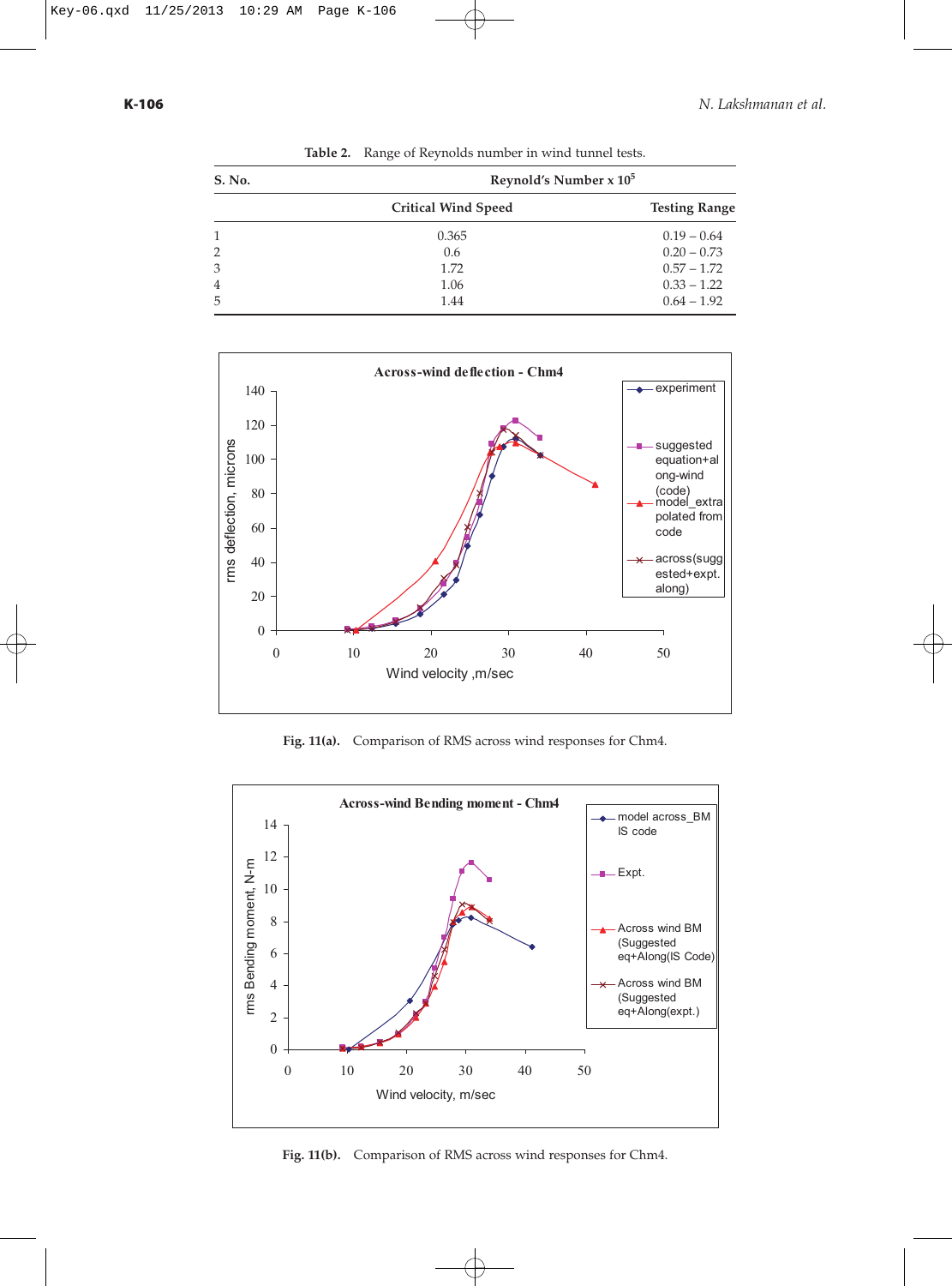Table 2. Range of Reynolds number in wind tunnel tests.

| S. No. | Reynold's Number x $10^5$ | |
|---|---|---|
| | Critical Wind Speed | Testing Range |
| 1 | 0.365 | 0.19 – 0.64 |
| 2 | 0.6 | 0.20 – 0.73 |
| 3 | 1.72 | 0.57 – 1.72 |
| 4 | 1.06 | 0.33 – 1.22 |
| 5 | 1.44 | 0.64 – 1.92 |

Fig. 11(a). Comparison of RMS across wind responses for Chm4.

Fig. 11(b). Comparison of RMS across wind responses for Chm4.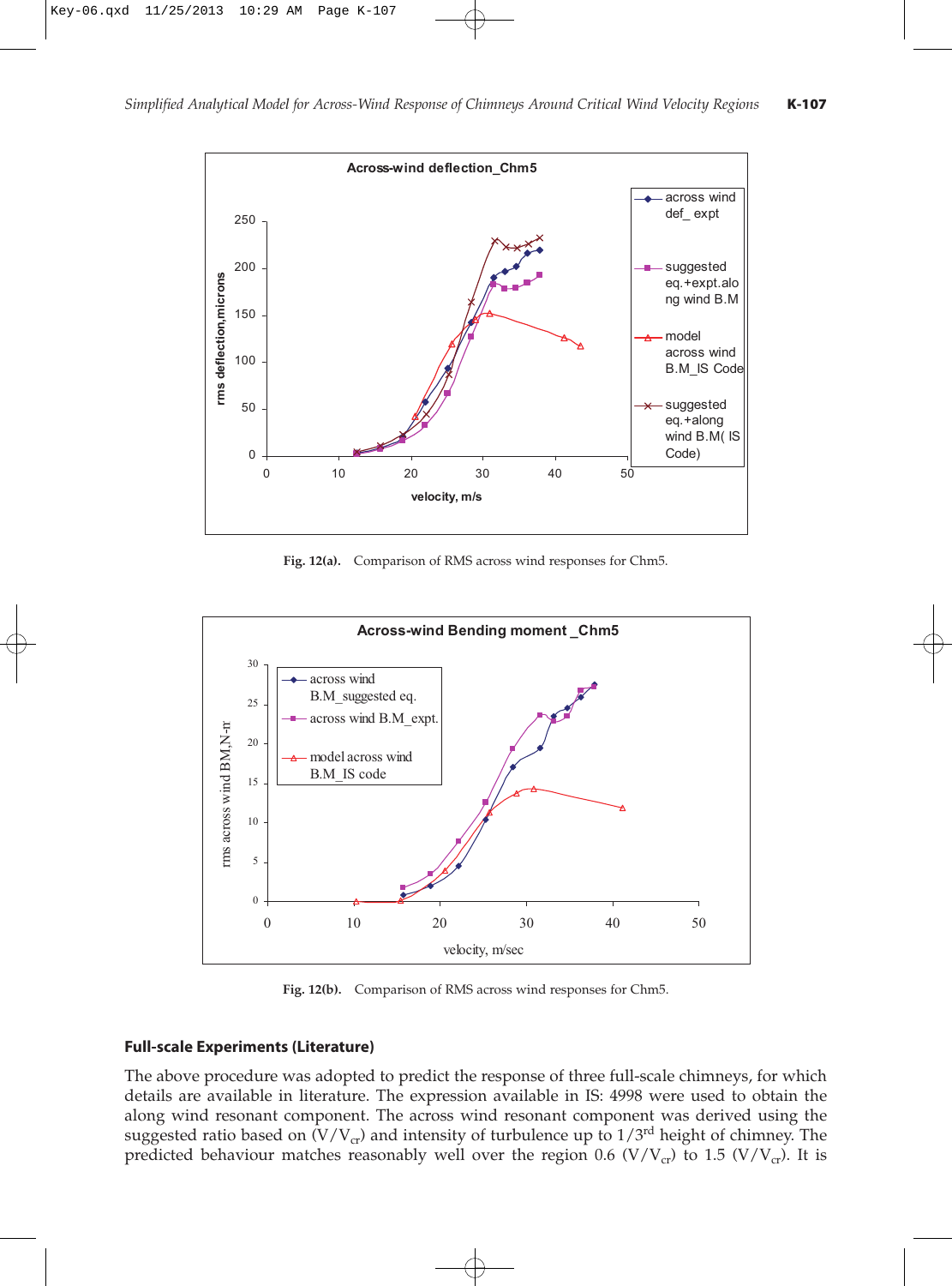Fig. 12(a). Comparison of RMS across wind responses for Chm5.

Fig. 12(b). Comparison of RMS across wind responses for Chm5.

### Full-scale Experiments (Literature)

The above procedure was adopted to predict the response of three full-scale chimneys, for which details are available in literature. The expression available in IS: 4998 were used to obtain the along wind resonant component. The across wind resonant component was derived using the suggested ratio based on $(V/V_{cr})$ and intensity of turbulence up to $1/3^{rd}$ height of chimney. The predicted behaviour matches reasonably well over the region $0.6\ (V/V_{cr})$ to $1.5\ (V/V_{cr})$. It is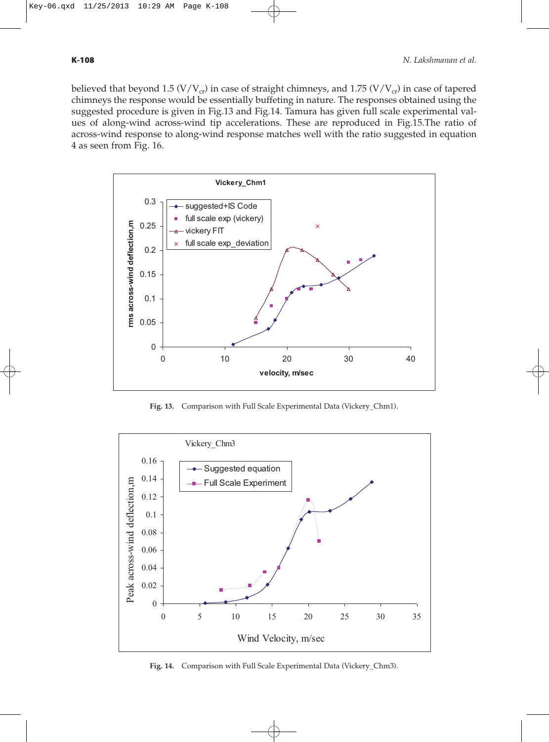believed that beyond 1.5 ($V/V_{cr}$) in case of straight chimneys, and 1.75 ($V/V_{cr}$) in case of tapered chimneys the response would be essentially buffeting in nature. The responses obtained using the suggested procedure is given in Fig.13 and Fig.14. Tamura has given full scale experimental values of along-wind across-wind tip accelerations. These are reproduced in Fig.15.The ratio of across-wind response to along-wind response matches well with the ratio suggested in equation 4 as seen from Fig. 16.

**Fig. 13.** Comparison with Full Scale Experimental Data (Vickery_Chm1).

**Fig. 14.** Comparison with Full Scale Experimental Data (Vickery_Chm3).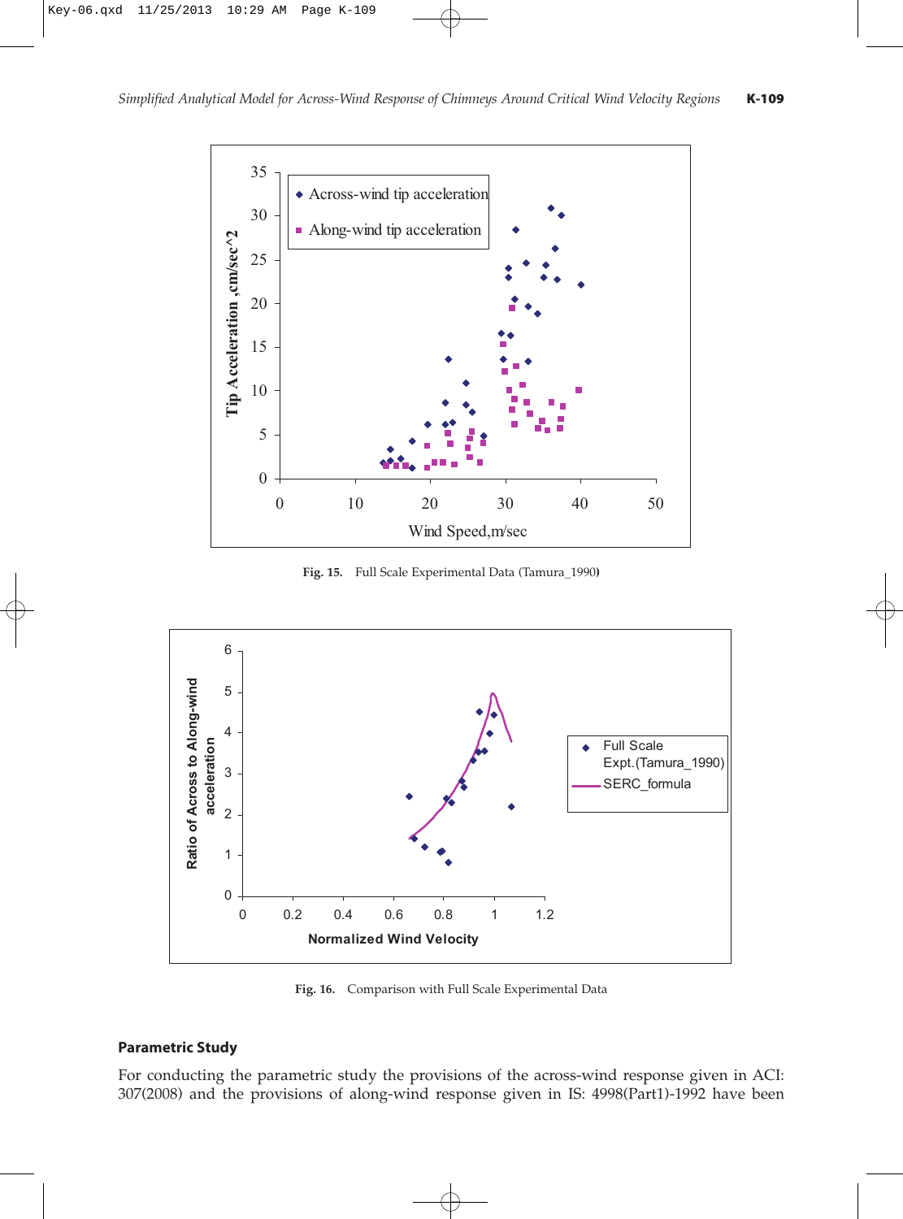Fig. 15. Full Scale Experimental Data (Tamura_1990)

Fig. 16. Comparison with Full Scale Experimental Data

## Parametric Study

For conducting the parametric study the provisions of the across-wind response given in ACI: 307(2008) and the provisions of along-wind response given in IS: 4998(Part1)-1992 have been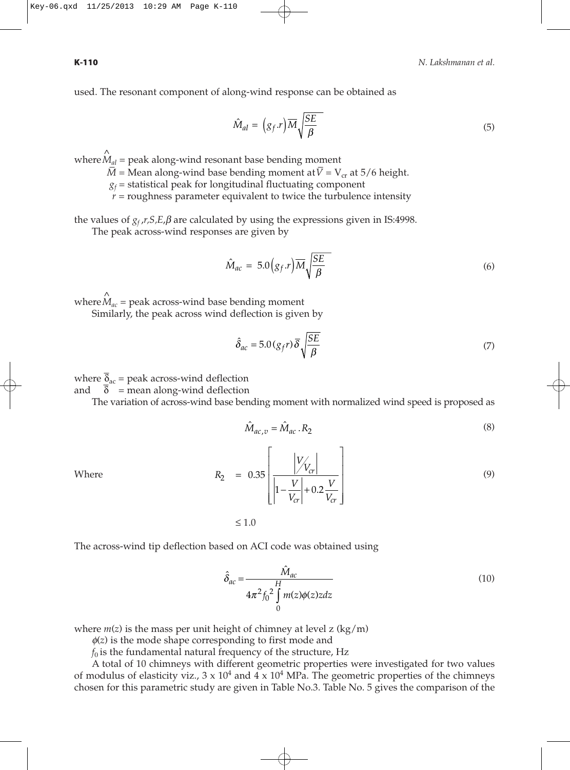used. The resonant component of along-wind response can be obtained as

$$\hat{M}_{al} = \left(g_f . r\right)\overline{M}\sqrt{\frac{SE}{\beta}} \tag{5}$$

where $\hat{M}_{al}$ = peak along-wind resonant base bending moment

$\bar{M}$ = Mean along-wind base bending moment at $\bar{V} = V_{cr}$ at 5/6 height.

$g_f$ = statistical peak for longitudinal fluctuating component

$r$ = roughness parameter equivalent to twice the turbulence intensity

the values of $g_f, r, S, E, \beta$ are calculated by using the expressions given in IS:4998.

The peak across-wind responses are given by

$$\hat{M}_{ac} = 5.0\left(g_f . r\right)\overline{M}\sqrt{\frac{SE}{\beta}} \tag{6}$$

where $\hat{M}_{ac}$ = peak across-wind base bending moment

Similarly, the peak across wind deflection is given by

$$\hat{\delta}_{ac} = 5.0 (g_f r)\, \overline{\delta}\sqrt{\frac{SE}{\beta}} \tag{7}$$

where $\overline{\delta}_{ac}$ = peak across-wind deflection

and $\overline{\delta}$ = mean along-wind deflection

The variation of across-wind base bending moment with normalized wind speed is proposed as

$$\hat{M}_{ac,v} = \hat{M}_{ac} . R_2 \tag{8}$$

Where

$$R_2 = 0.35\left[\frac{\left|V/V_{cr}\right|}{\left|1-\frac{V}{V_{cr}}\right| + 0.2\frac{V}{V_{cr}}}\right] \le 1.0 \tag{9}$$

The across-wind tip deflection based on ACI code was obtained using

$$\hat{\delta}_{ac} = \frac{\hat{M}_{ac}}{4\pi^2 f_0^{\,2}\int_0^H m(z)\phi(z)z\,dz} \tag{10}$$

where $m(z)$ is the mass per unit height of chimney at level z (kg/m)

$\phi(z)$ is the mode shape corresponding to first mode and

$f_0$ is the fundamental natural frequency of the structure, Hz

A total of 10 chimneys with different geometric properties were investigated for two values of modulus of elasticity viz., $3 \times 10^4$ and $4 \times 10^4$ MPa. The geometric properties of the chimneys chosen for this parametric study are given in Table No.3. Table No. 5 gives the comparison of the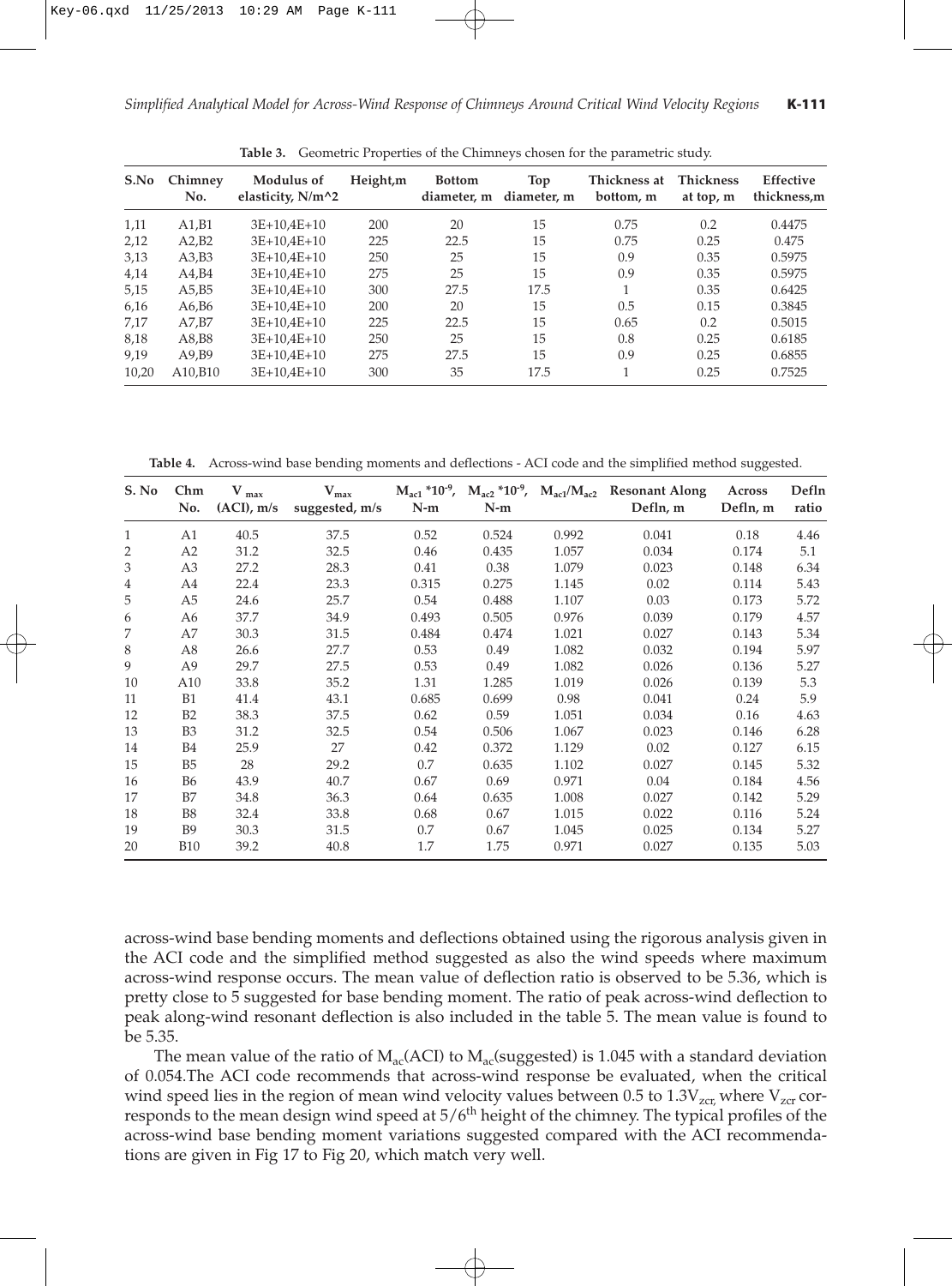**Table 3.** Geometric Properties of the Chimneys chosen for the parametric study.

| S.No | Chimney No. | Modulus of elasticity, N/m^2 | Height,m | Bottom diameter, m | Top diameter, m | Thickness at bottom, m | Thickness at top, m | Effective thickness,m |
|---|---|---|---|---|---|---|---|---|
| 1,11 | A1,B1 | 3E+10,4E+10 | 200 | 20 | 15 | 0.75 | 0.2 | 0.4475 |
| 2,12 | A2,B2 | 3E+10,4E+10 | 225 | 22.5 | 15 | 0.75 | 0.25 | 0.475 |
| 3,13 | A3,B3 | 3E+10,4E+10 | 250 | 25 | 15 | 0.9 | 0.35 | 0.5975 |
| 4,14 | A4,B4 | 3E+10,4E+10 | 275 | 25 | 15 | 0.9 | 0.35 | 0.5975 |
| 5,15 | A5,B5 | 3E+10,4E+10 | 300 | 27.5 | 17.5 | 1 | 0.35 | 0.6425 |
| 6,16 | A6,B6 | 3E+10,4E+10 | 200 | 20 | 15 | 0.5 | 0.15 | 0.3845 |
| 7,17 | A7,B7 | 3E+10,4E+10 | 225 | 22.5 | 15 | 0.65 | 0.2 | 0.5015 |
| 8,18 | A8,B8 | 3E+10,4E+10 | 250 | 25 | 15 | 0.8 | 0.25 | 0.6185 |
| 9,19 | A9,B9 | 3E+10,4E+10 | 275 | 27.5 | 15 | 0.9 | 0.25 | 0.6855 |
| 10,20 | A10,B10 | 3E+10,4E+10 | 300 | 35 | 17.5 | 1 | 0.25 | 0.7525 |

**Table 4.** Across-wind base bending moments and deflections - ACI code and the simplified method suggested.

| S. No | Chm No. | $V_{max}$ (ACI), m/s | $V_{max}$ suggested, m/s | $M_{ac1}$ $*10^{-9}$, N-m | $M_{ac2}$ $*10^{-9}$, N-m | $M_{ac1}/M_{ac2}$ | Resonant Along Defln, m | Across Defln, m | Defln ratio |
|---|---|---|---|---|---|---|---|---|---|
| 1 | A1 | 40.5 | 37.5 | 0.52 | 0.524 | 0.992 | 0.041 | 0.18 | 4.46 |
| 2 | A2 | 31.2 | 32.5 | 0.46 | 0.435 | 1.057 | 0.034 | 0.174 | 5.1 |
| 3 | A3 | 27.2 | 28.3 | 0.41 | 0.38 | 1.079 | 0.023 | 0.148 | 6.34 |
| 4 | A4 | 22.4 | 23.3 | 0.315 | 0.275 | 1.145 | 0.02 | 0.114 | 5.43 |
| 5 | A5 | 24.6 | 25.7 | 0.54 | 0.488 | 1.107 | 0.03 | 0.173 | 5.72 |
| 6 | A6 | 37.7 | 34.9 | 0.493 | 0.505 | 0.976 | 0.039 | 0.179 | 4.57 |
| 7 | A7 | 30.3 | 31.5 | 0.484 | 0.474 | 1.021 | 0.027 | 0.143 | 5.34 |
| 8 | A8 | 26.6 | 27.7 | 0.53 | 0.49 | 1.082 | 0.032 | 0.194 | 5.97 |
| 9 | A9 | 29.7 | 27.5 | 0.53 | 0.49 | 1.082 | 0.026 | 0.136 | 5.27 |
| 10 | A10 | 33.8 | 35.2 | 1.31 | 1.285 | 1.019 | 0.026 | 0.139 | 5.3 |
| 11 | B1 | 41.4 | 43.1 | 0.685 | 0.699 | 0.98 | 0.041 | 0.24 | 5.9 |
| 12 | B2 | 38.3 | 37.5 | 0.62 | 0.59 | 1.051 | 0.034 | 0.16 | 4.63 |
| 13 | B3 | 31.2 | 32.5 | 0.54 | 0.506 | 1.067 | 0.023 | 0.146 | 6.28 |
| 14 | B4 | 25.9 | 27 | 0.42 | 0.372 | 1.129 | 0.02 | 0.127 | 6.15 |
| 15 | B5 | 28 | 29.2 | 0.7 | 0.635 | 1.102 | 0.027 | 0.145 | 5.32 |
| 16 | B6 | 43.9 | 40.7 | 0.67 | 0.69 | 0.971 | 0.04 | 0.184 | 4.56 |
| 17 | B7 | 34.8 | 36.3 | 0.64 | 0.635 | 1.008 | 0.027 | 0.142 | 5.29 |
| 18 | B8 | 32.4 | 33.8 | 0.68 | 0.67 | 1.015 | 0.022 | 0.116 | 5.24 |
| 19 | B9 | 30.3 | 31.5 | 0.7 | 0.67 | 1.045 | 0.025 | 0.134 | 5.27 |
| 20 | B10 | 39.2 | 40.8 | 1.7 | 1.75 | 0.971 | 0.027 | 0.135 | 5.03 |

across-wind base bending moments and deflections obtained using the rigorous analysis given in the ACI code and the simplified method suggested as also the wind speeds where maximum across-wind response occurs. The mean value of deflection ratio is observed to be 5.36, which is pretty close to 5 suggested for base bending moment. The ratio of peak across-wind deflection to peak along-wind resonant deflection is also included in the table 5. The mean value is found to be 5.35.

The mean value of the ratio of $M_{ac}$(ACI) to $M_{ac}$(suggested) is 1.045 with a standard deviation of 0.054.The ACI code recommends that across-wind response be evaluated, when the critical wind speed lies in the region of mean wind velocity values between 0.5 to $1.3V_{zcr}$, where $V_{zcr}$ corresponds to the mean design wind speed at $5/6^{th}$ height of the chimney. The typical profiles of the across-wind base bending moment variations suggested compared with the ACI recommendations are given in Fig 17 to Fig 20, which match very well.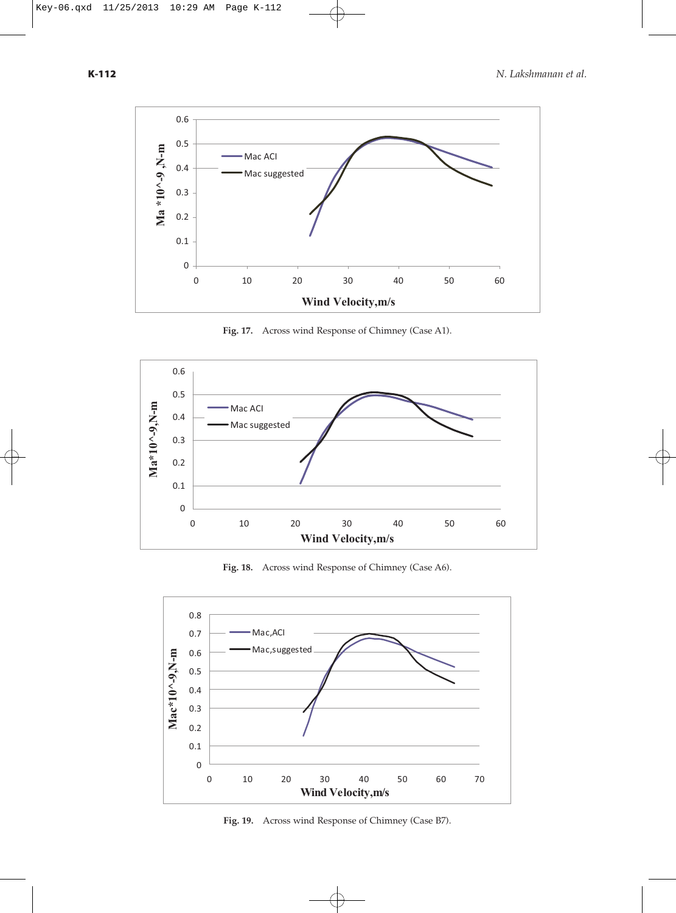**Fig. 17.** Across wind Response of Chimney (Case A1).

**Fig. 18.** Across wind Response of Chimney (Case A6).

**Fig. 19.** Across wind Response of Chimney (Case B7).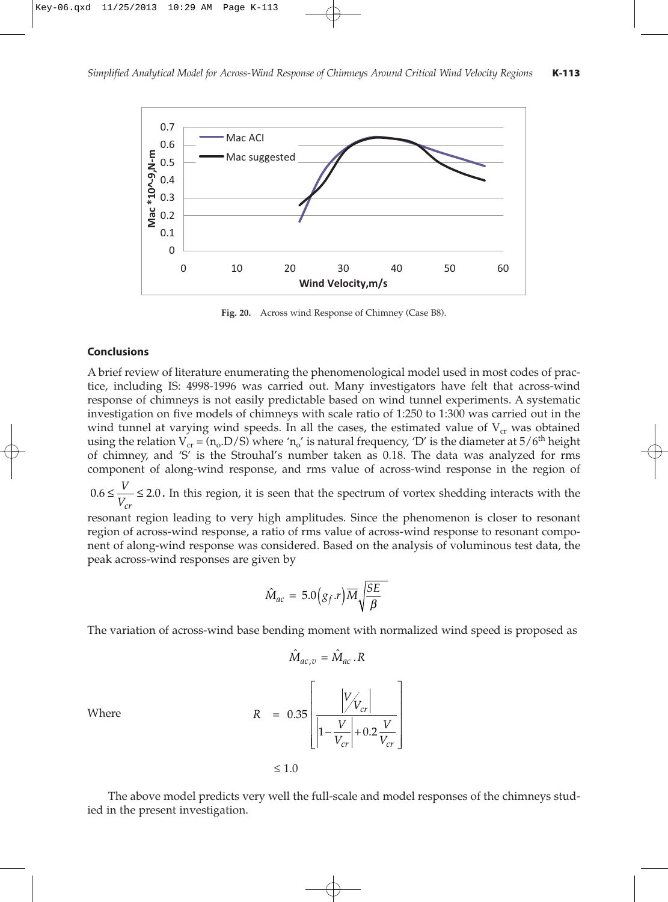Fig. 20. Across wind Response of Chimney (Case B8).

## Conclusions

A brief review of literature enumerating the phenomenological model used in most codes of practice, including IS: 4998-1996 was carried out. Many investigators have felt that across-wind response of chimneys is not easily predictable based on wind tunnel experiments. A systematic investigation on five models of chimneys with scale ratio of 1:250 to 1:300 was carried out in the wind tunnel at varying wind speeds. In all the cases, the estimated value of $V_{cr}$ was obtained using the relation $V_{cr} = (n_o.D/S)$ where '$n_o$' is natural frequency, 'D' is the diameter at $5/6^{th}$ height of chimney, and 'S' is the Strouhal's number taken as 0.18. The data was analyzed for rms component of along-wind response, and rms value of across-wind response in the region of $0.6 \leq \frac{V}{V_{cr}} \leq 2.0$. In this region, it is seen that the spectrum of vortex shedding interacts with the resonant region leading to very high amplitudes. Since the phenomenon is closer to resonant region of across-wind response, a ratio of rms value of across-wind response to resonant component of along-wind response was considered. Based on the analysis of voluminous test data, the peak across-wind responses are given by

$$\hat{M}_{ac} = 5.0\left(g_f.r\right)\overline{M}\sqrt{\frac{SE}{\beta}}$$

The variation of across-wind base bending moment with normalized wind speed is proposed as

$$\hat{M}_{ac,v} = \hat{M}_{ac}.R$$

Where

$$R = 0.35\left[\frac{\left|V/V_{cr}\right|}{\left|1-\frac{V}{V_{cr}}\right|+0.2\frac{V}{V_{cr}}}\right]$$

$$\leq 1.0$$

The above model predicts very well the full-scale and model responses of the chimneys studied in the present investigation.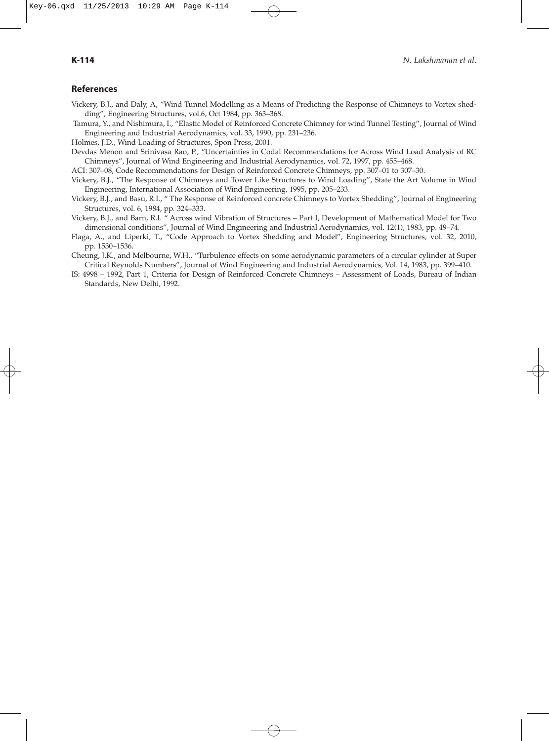## References

Vickery, B.J., and Daly, A, "Wind Tunnel Modelling as a Means of Predicting the Response of Chimneys to Vortex shedding", Engineering Structures, vol.6, Oct 1984, pp. 363–368.

Tamura, Y., and Nishimura, I., "Elastic Model of Reinforced Concrete Chimney for wind Tunnel Testing", Journal of Wind Engineering and Industrial Aerodynamics, vol. 33, 1990, pp. 231–236.

Holmes, J.D., Wind Loading of Structures, Spon Press, 2001.

Devdas Menon and Srinivasa Rao, P., "Uncertainties in Codal Recommendations for Across Wind Load Analysis of RC Chimneys", Journal of Wind Engineering and Industrial Aerodynamics, vol. 72, 1997, pp. 455–468.

ACI: 307–08, Code Recommendations for Design of Reinforced Concrete Chimneys, pp. 307–01 to 307–30.

Vickery, B.J., "The Response of Chimneys and Tower Like Structures to Wind Loading", State the Art Volume in Wind Engineering, International Association of Wind Engineering, 1995, pp. 205–233.

Vickery, B.J., and Basu, R.I., " The Response of Reinforced concrete Chimneys to Vortex Shedding", Journal of Engineering Structures, vol. 6, 1984, pp. 324–333.

Vickery, B.J., and Barn, R.I. " Across wind Vibration of Structures – Part I, Development of Mathematical Model for Two dimensional conditions", Journal of Wind Engineering and Industrial Aerodynamics, vol. 12(1), 1983, pp. 49–74.

Flaga, A., and Liperki, T., "Code Approach to Vortex Shedding and Model", Engineering Structures, vol. 32, 2010, pp. 1530–1536.

Cheung, J.K., and Melbourne, W.H., "Turbulence effects on some aerodynamic parameters of a circular cylinder at Super Critical Reynolds Numbers", Journal of Wind Engineering and Industrial Aerodynamics, Vol. 14, 1983, pp. 399–410.

IS: 4998 – 1992, Part 1, Criteria for Design of Reinforced Concrete Chimneys – Assessment of Loads, Bureau of Indian Standards, New Delhi, 1992.